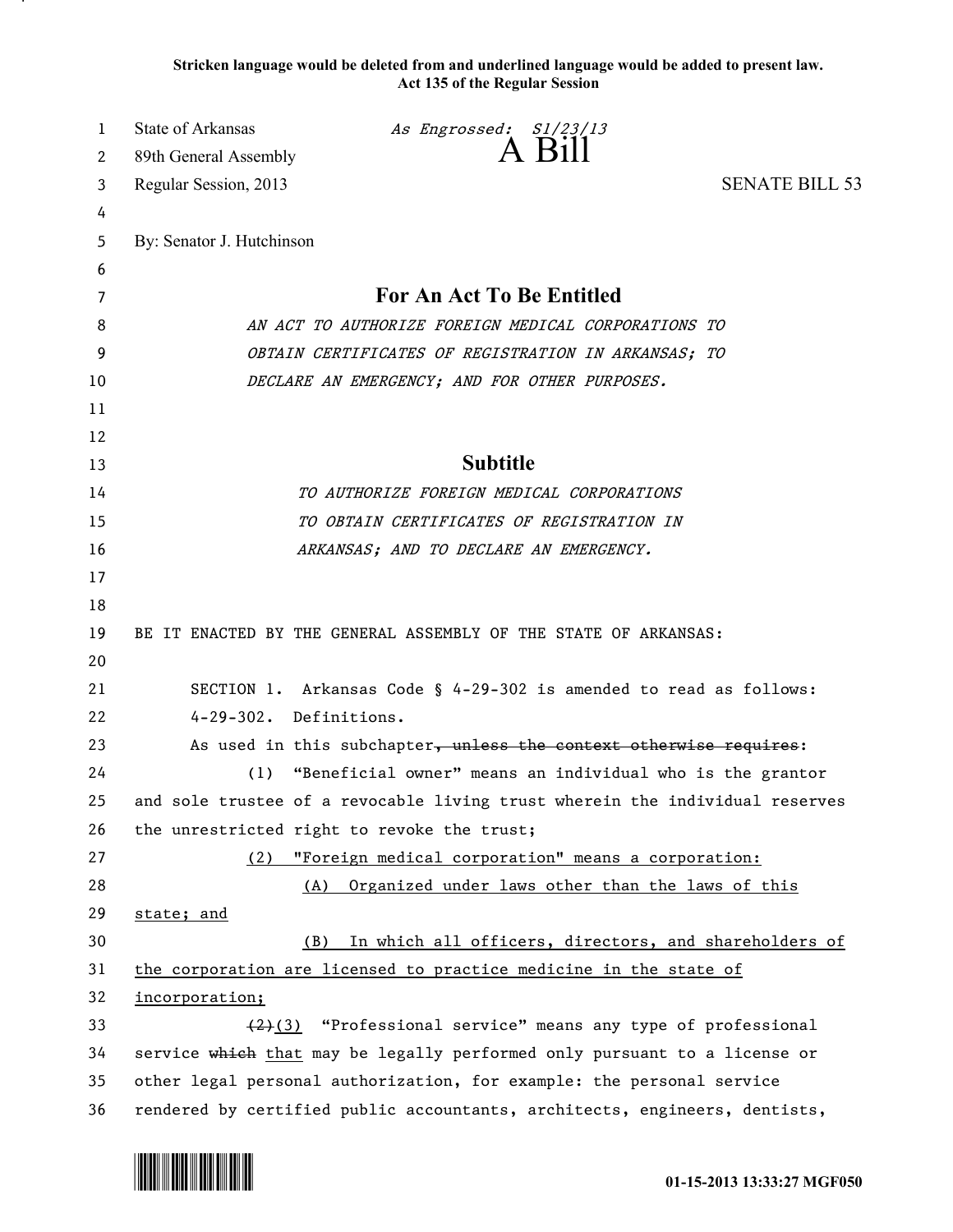**Stricken language would be deleted from and underlined language would be added to present law.**
**Act 135 of the Regular Session**

State of Arkansas *As Engrossed: S1/23/13*
89th General Assembly **A Bill**
Regular Session, 2013 SENATE BILL 53

By: Senator J. Hutchinson

## For An Act To Be Entitled

*AN ACT TO AUTHORIZE FOREIGN MEDICAL CORPORATIONS TO OBTAIN CERTIFICATES OF REGISTRATION IN ARKANSAS; TO DECLARE AN EMERGENCY; AND FOR OTHER PURPOSES.*

## Subtitle

*TO AUTHORIZE FOREIGN MEDICAL CORPORATIONS TO OBTAIN CERTIFICATES OF REGISTRATION IN ARKANSAS; AND TO DECLARE AN EMERGENCY.*

BE IT ENACTED BY THE GENERAL ASSEMBLY OF THE STATE OF ARKANSAS:

SECTION 1. Arkansas Code § 4-29-302 is amended to read as follows:

4-29-302. Definitions.

As used in this subchapter~~, unless the context otherwise requires~~:

(1) "Beneficial owner" means an individual who is the grantor and sole trustee of a revocable living trust wherein the individual reserves the unrestricted right to revoke the trust;

<u>(2) "Foreign medical corporation" means a corporation:</u>

<u>(A) Organized under laws other than the laws of this state; and</u>

<u>(B) In which all officers, directors, and shareholders of the corporation are licensed to practice medicine in the state of incorporation;</u>

~~(2)~~<u>(3)</u> "Professional service" means any type of professional service ~~which~~ <u>that</u> may be legally performed only pursuant to a license or other legal personal authorization, for example: the personal service rendered by certified public accountants, architects, engineers, dentists,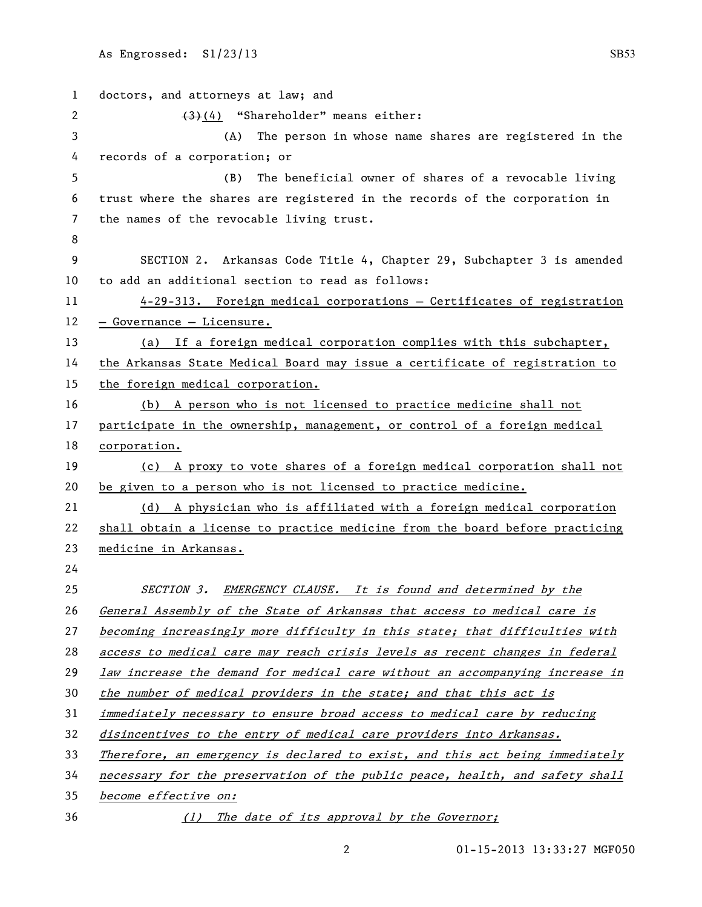doctors, and attorneys at law; and

~~(3)~~(4) "Shareholder" means either:

(A) The person in whose name shares are registered in the records of a corporation; or

(B) The beneficial owner of shares of a revocable living trust where the shares are registered in the records of the corporation in the names of the revocable living trust.

SECTION 2. Arkansas Code Title 4, Chapter 29, Subchapter 3 is amended to add an additional section to read as follows:

4-29-313. Foreign medical corporations — Certificates of registration — Governance — Licensure.

(a) If a foreign medical corporation complies with this subchapter, the Arkansas State Medical Board may issue a certificate of registration to the foreign medical corporation.

(b) A person who is not licensed to practice medicine shall not participate in the ownership, management, or control of a foreign medical corporation.

(c) A proxy to vote shares of a foreign medical corporation shall not be given to a person who is not licensed to practice medicine.

(d) A physician who is affiliated with a foreign medical corporation shall obtain a license to practice medicine from the board before practicing medicine in Arkansas.

*SECTION 3. EMERGENCY CLAUSE. It is found and determined by the General Assembly of the State of Arkansas that access to medical care is becoming increasingly more difficulty in this state; that difficulties with access to medical care may reach crisis levels as recent changes in federal law increase the demand for medical care without an accompanying increase in the number of medical providers in the state; and that this act is immediately necessary to ensure broad access to medical care by reducing disincentives to the entry of medical care providers into Arkansas. Therefore, an emergency is declared to exist, and this act being immediately necessary for the preservation of the public peace, health, and safety shall become effective on:*

*(1) The date of its approval by the Governor;*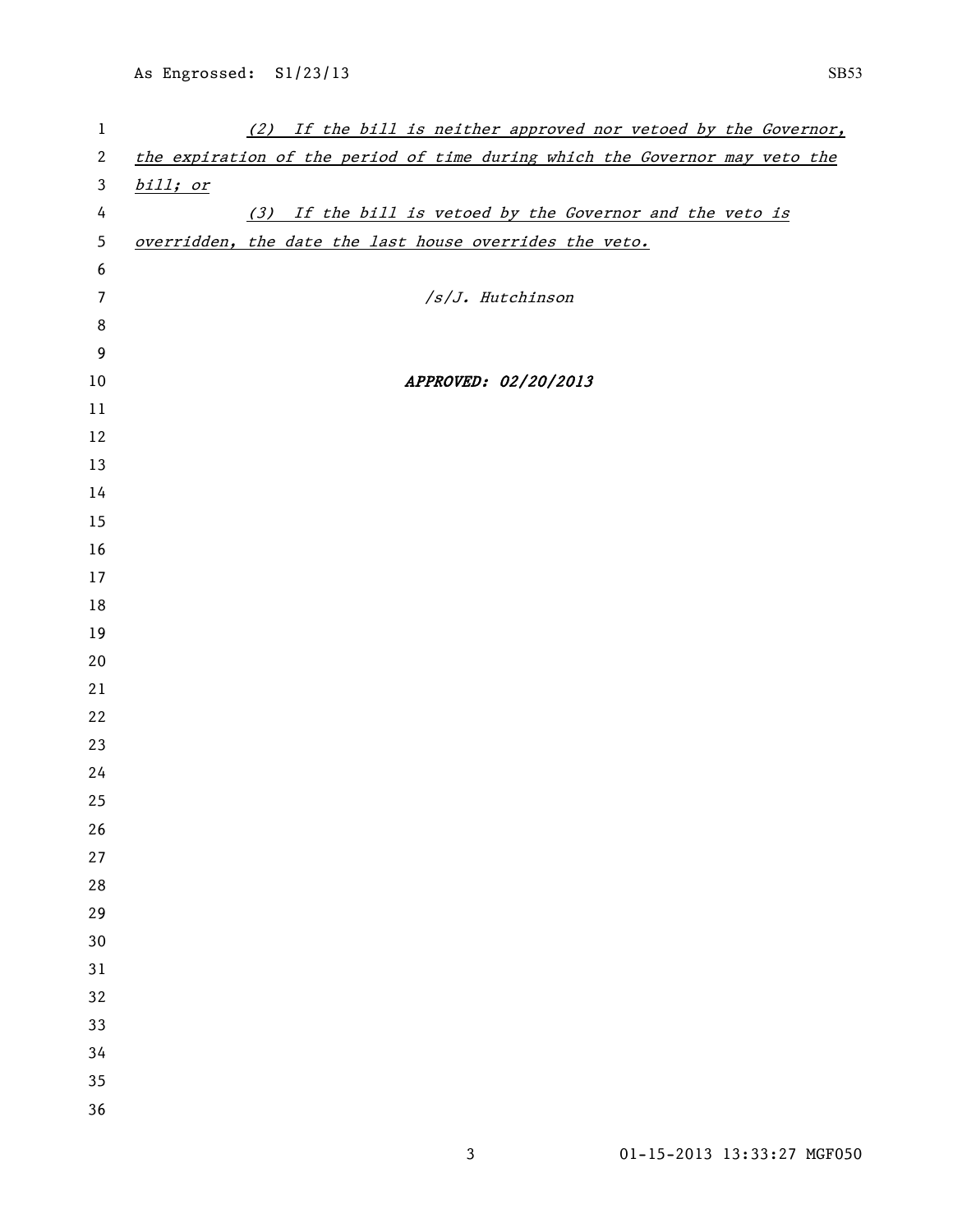*(2) If the bill is neither approved nor vetoed by the Governor, the expiration of the period of time during which the Governor may veto the bill; or*

*(3) If the bill is vetoed by the Governor and the veto is overridden, the date the last house overrides the veto.*

*/s/J. Hutchinson*

***APPROVED: 02/20/2013***